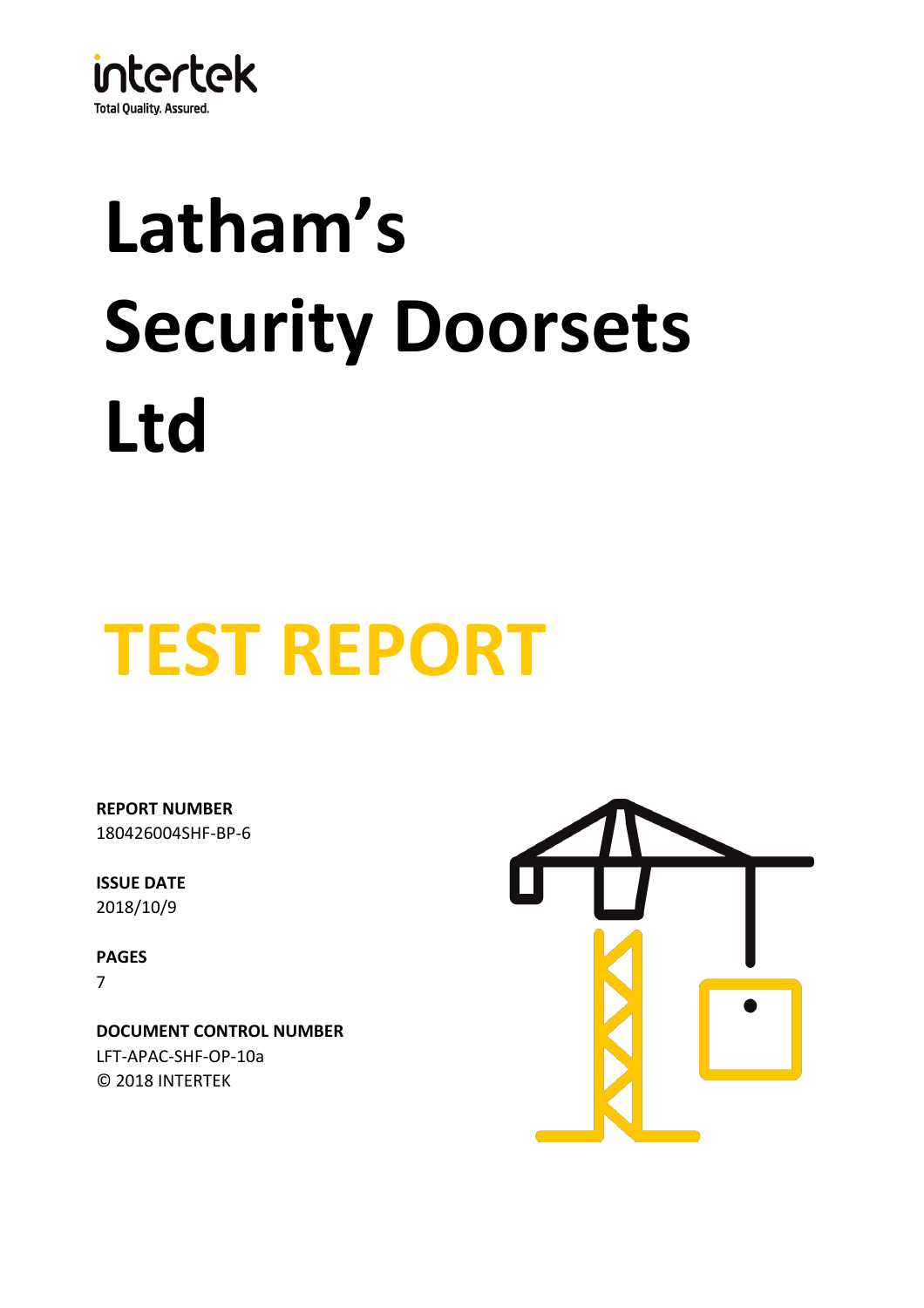intertek

Total Quality. Assured.

# Latham's Security Doorsets Ltd

# TEST REPORT

**REPORT NUMBER**
180426004SHF-BP-6

**ISSUE DATE**
2018/10/9

**PAGES**
7

**DOCUMENT CONTROL NUMBER**
LFT-APAC-SHF-OP-10a
© 2018 INTERTEK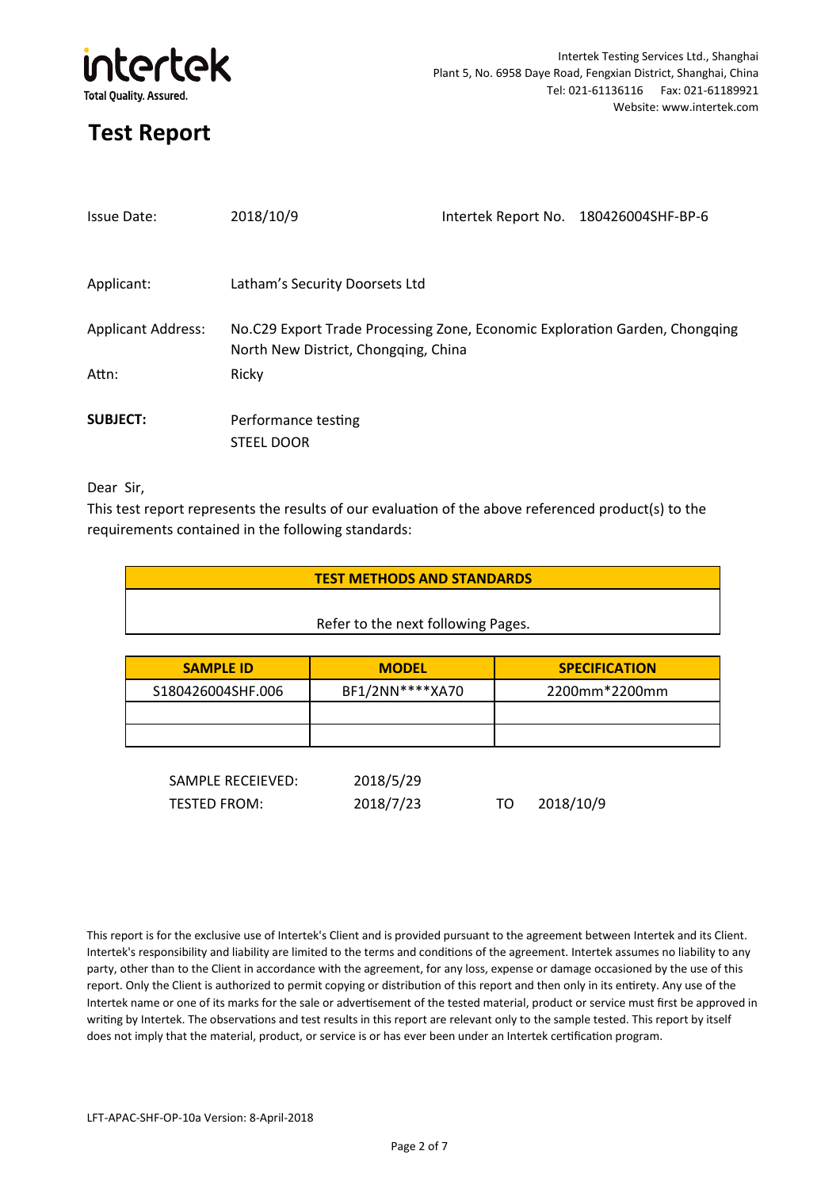Intertek Testing Services Ltd., Shanghai
Plant 5, No. 6958 Daye Road, Fengxian District, Shanghai, China
Tel: 021-61136116 Fax: 021-61189921
Website: www.intertek.com

# Test Report

Issue Date: 2018/10/9 Intertek Report No. 180426004SHF-BP-6

Applicant: Latham's Security Doorsets Ltd

Applicant Address: No.C29 Export Trade Processing Zone, Economic Exploration Garden, Chongqing North New District, Chongqing, China

Attn: Ricky

**SUBJECT:** Performance testing
STEEL DOOR

Dear Sir,

This test report represents the results of our evaluation of the above referenced product(s) to the requirements contained in the following standards:

| TEST METHODS AND STANDARDS |
|---|
| Refer to the next following Pages. |

| SAMPLE ID | MODEL | SPECIFICATION |
|---|---|---|
| S180426004SHF.006 | BF1/2NN****XA70 | 2200mm*2200mm |
| | | |
| | | |

SAMPLE RECEIEVED: 2018/5/29
TESTED FROM: 2018/7/23 TO 2018/10/9

This report is for the exclusive use of Intertek's Client and is provided pursuant to the agreement between Intertek and its Client. Intertek's responsibility and liability are limited to the terms and conditions of the agreement. Intertek assumes no liability to any party, other than to the Client in accordance with the agreement, for any loss, expense or damage occasioned by the use of this report. Only the Client is authorized to permit copying or distribution of this report and then only in its entirety. Any use of the Intertek name or one of its marks for the sale or advertisement of the tested material, product or service must first be approved in writing by Intertek. The observations and test results in this report are relevant only to the sample tested. This report by itself does not imply that the material, product, or service is or has ever been under an Intertek certification program.

LFT-APAC-SHF-OP-10a Version: 8-April-2018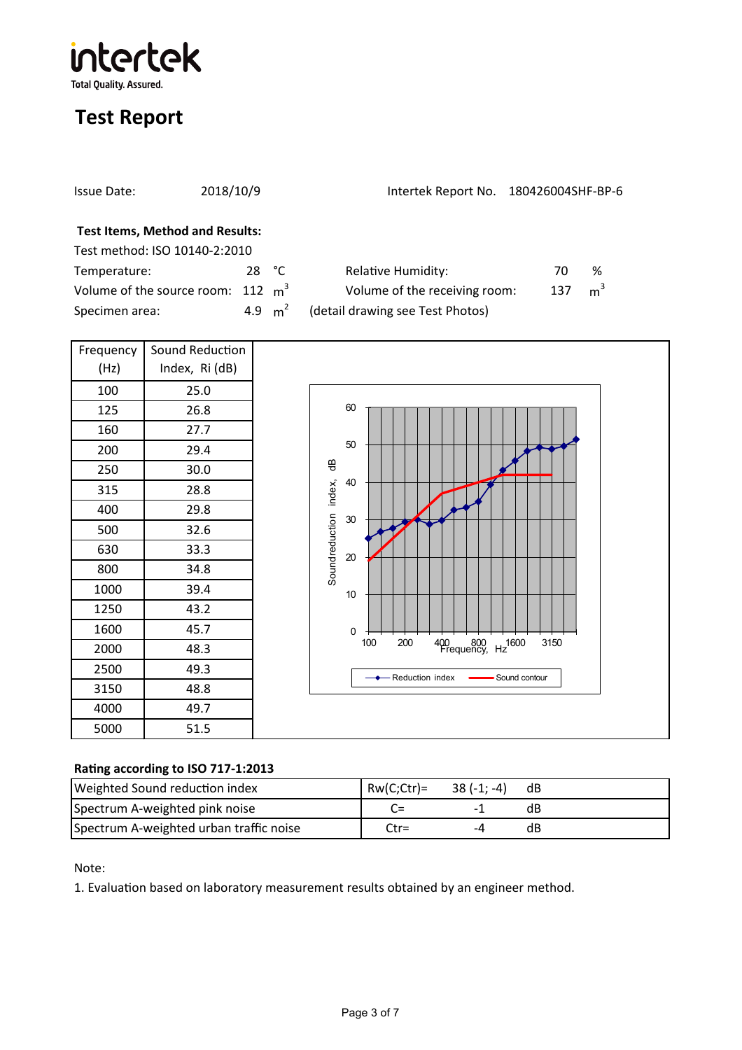intertek
Total Quality. Assured.

# Test Report

Issue Date: 2018/10/9 Intertek Report No. 180426004SHF-BP-6

**Test Items, Method and Results:**

Test method: ISO 10140-2:2010

Temperature: 28 °C Relative Humidity: 70 %

Volume of the source room: 112 $m^3$ Volume of the receiving room: 137 $m^3$

Specimen area: 4.9 $m^2$ (detail drawing see Test Photos)

| Frequency (Hz) | Sound Reduction Index, Ri (dB) |
|---|---|
| 100 | 25.0 |
| 125 | 26.8 |
| 160 | 27.7 |
| 200 | 29.4 |
| 250 | 30.0 |
| 315 | 28.8 |
| 400 | 29.8 |
| 500 | 32.6 |
| 630 | 33.3 |
| 800 | 34.8 |
| 1000 | 39.4 |
| 1250 | 43.2 |
| 1600 | 45.7 |
| 2000 | 48.3 |
| 2500 | 49.3 |
| 3150 | 48.8 |
| 4000 | 49.7 |
| 5000 | 51.5 |

**Rating according to ISO 717-1:2013**

| | | | |
|---|---|---|---|
| Weighted Sound reduction index | Rw(C;Ctr)= | 38 (-1; -4) | dB |
| Spectrum A-weighted pink noise | C= | -1 | dB |
| Spectrum A-weighted urban traffic noise | Ctr= | -4 | dB |

Note:

1. Evaluation based on laboratory measurement results obtained by an engineer method.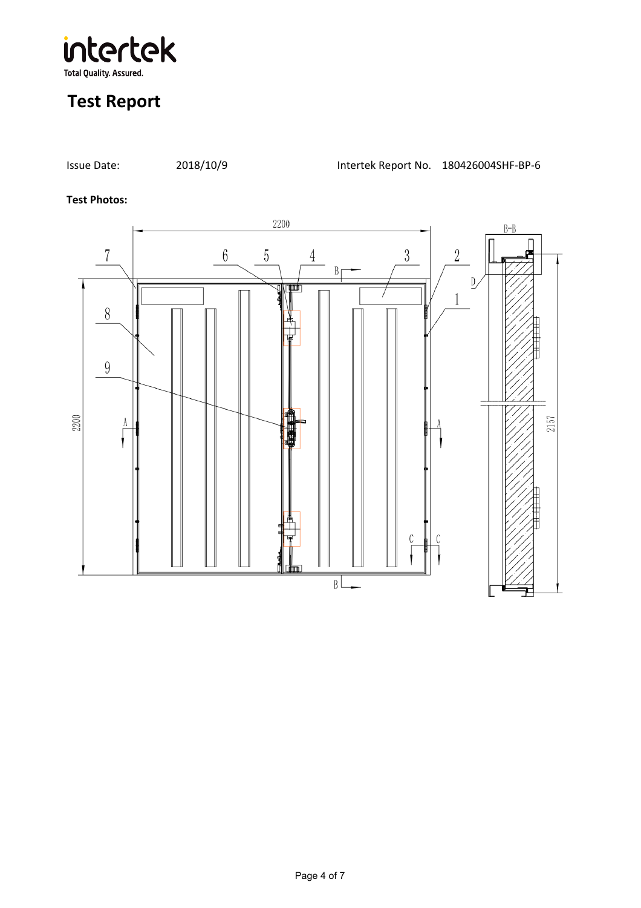# Test Report

Issue Date: 2018/10/9 Intertek Report No. 180426004SHF-BP-6

**Test Photos:**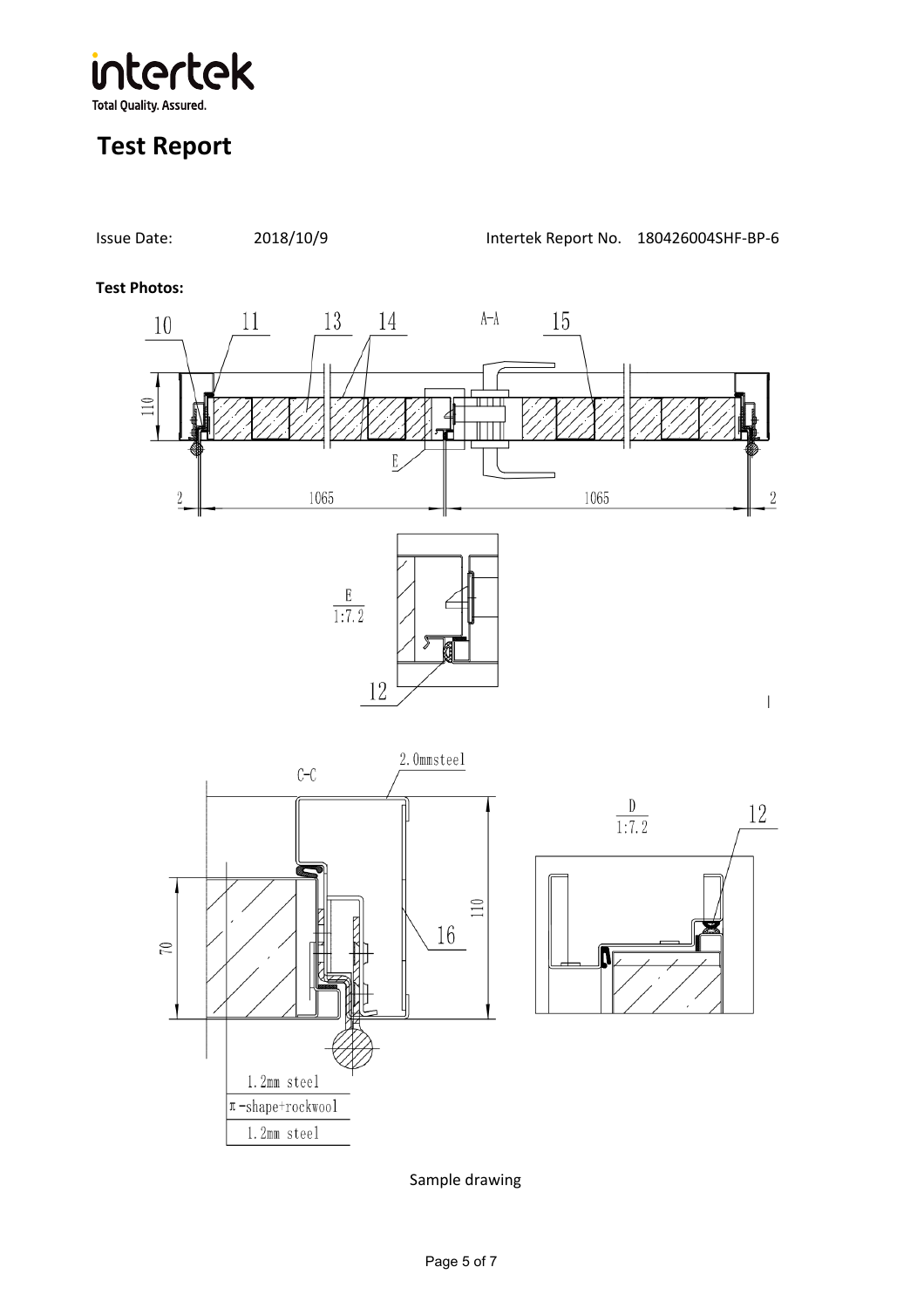# Test Report

Issue Date: 2018/10/9 Intertek Report No. 180426004SHF-BP-6

**Test Photos:**

Sample drawing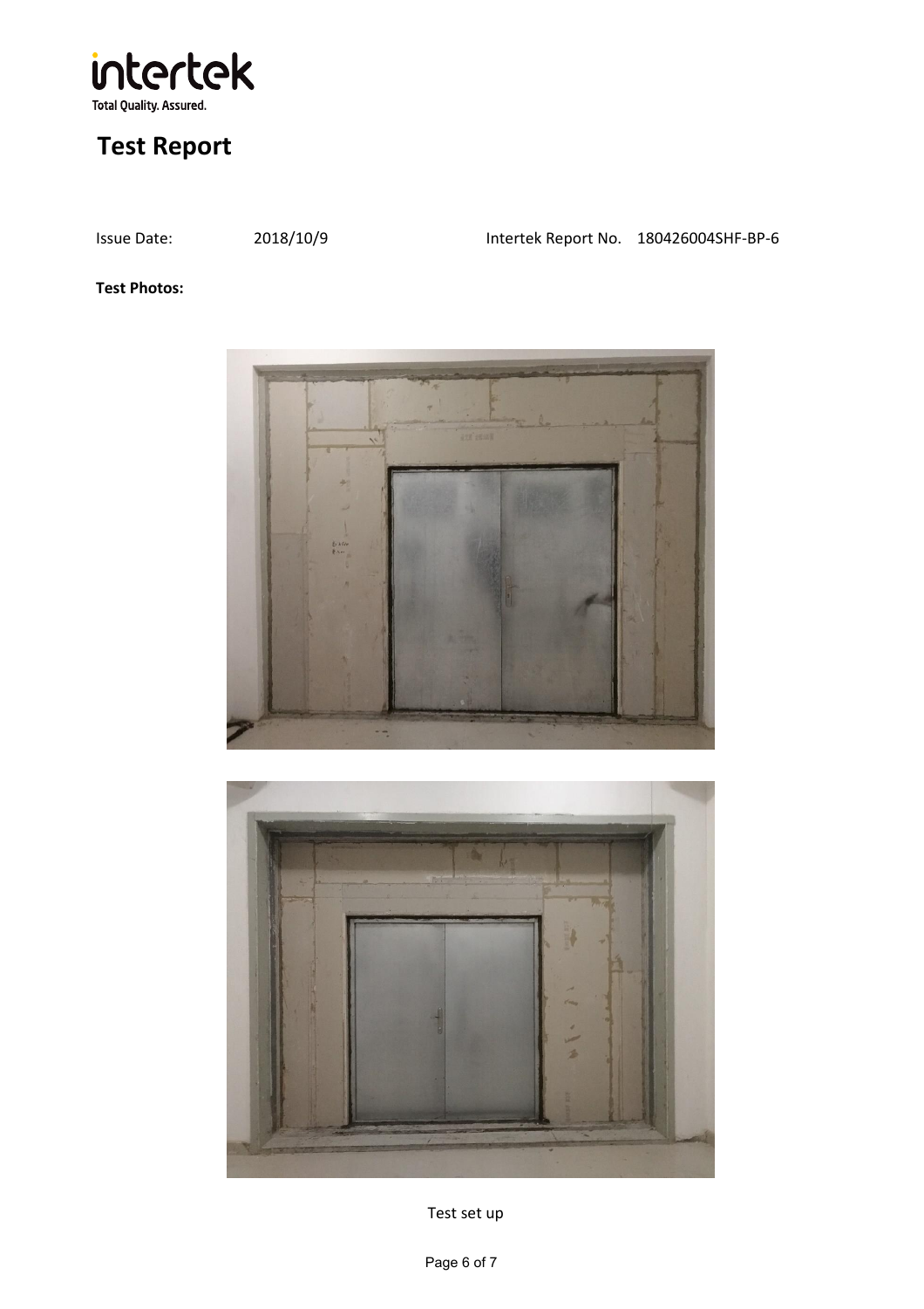# Test Report

Issue Date: 2018/10/9 Intertek Report No. 180426004SHF-BP-6

**Test Photos:**

Test set up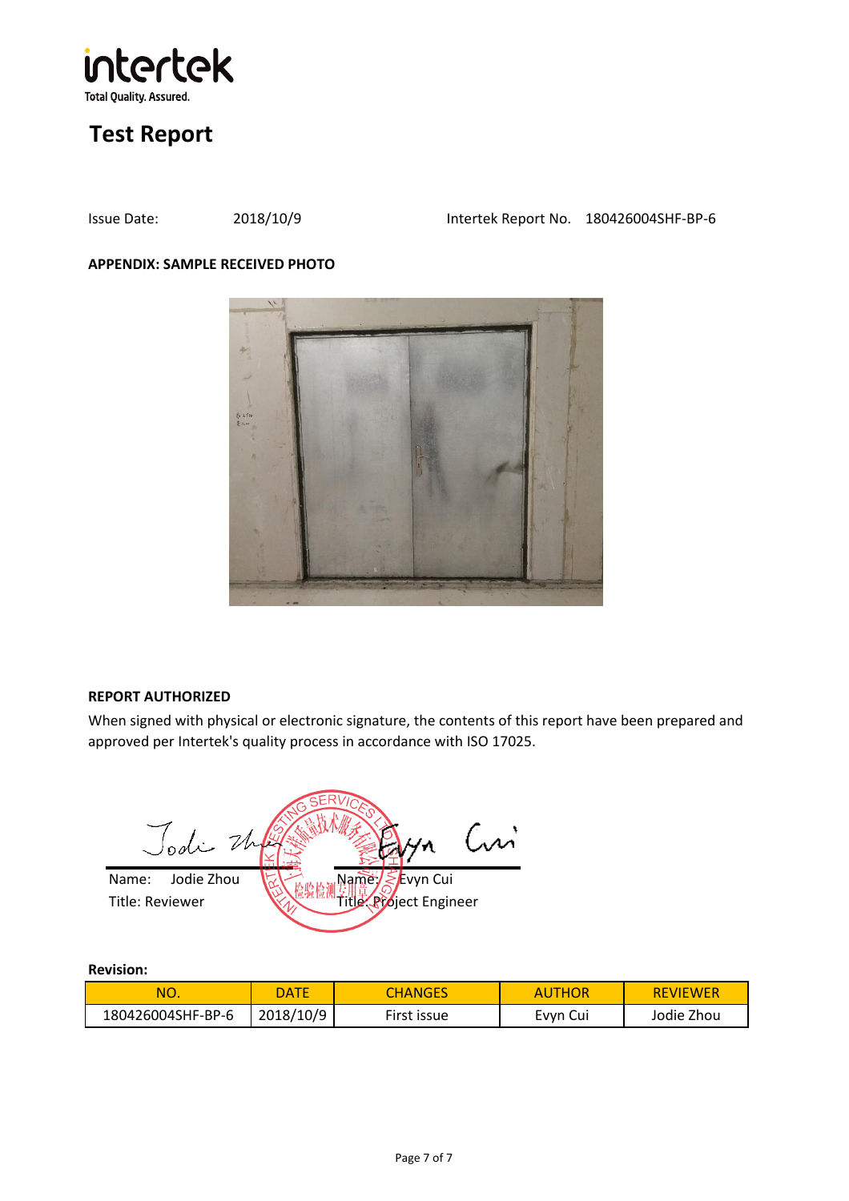intertek
Total Quality. Assured.

# Test Report

Issue Date: 2018/10/9 Intertek Report No. 180426004SHF-BP-6

**APPENDIX: SAMPLE RECEIVED PHOTO**

**REPORT AUTHORIZED**

When signed with physical or electronic signature, the contents of this report have been prepared and approved per Intertek's quality process in accordance with ISO 17025.

Name: Jodie Zhou
Title: Reviewer

Name: Evyn Cui
Title: Project Engineer

**Revision:**

| NO. | DATE | CHANGES | AUTHOR | REVIEWER |
|---|---|---|---|---|
| 180426004SHF-BP-6 | 2018/10/9 | First issue | Evyn Cui | Jodie Zhou |